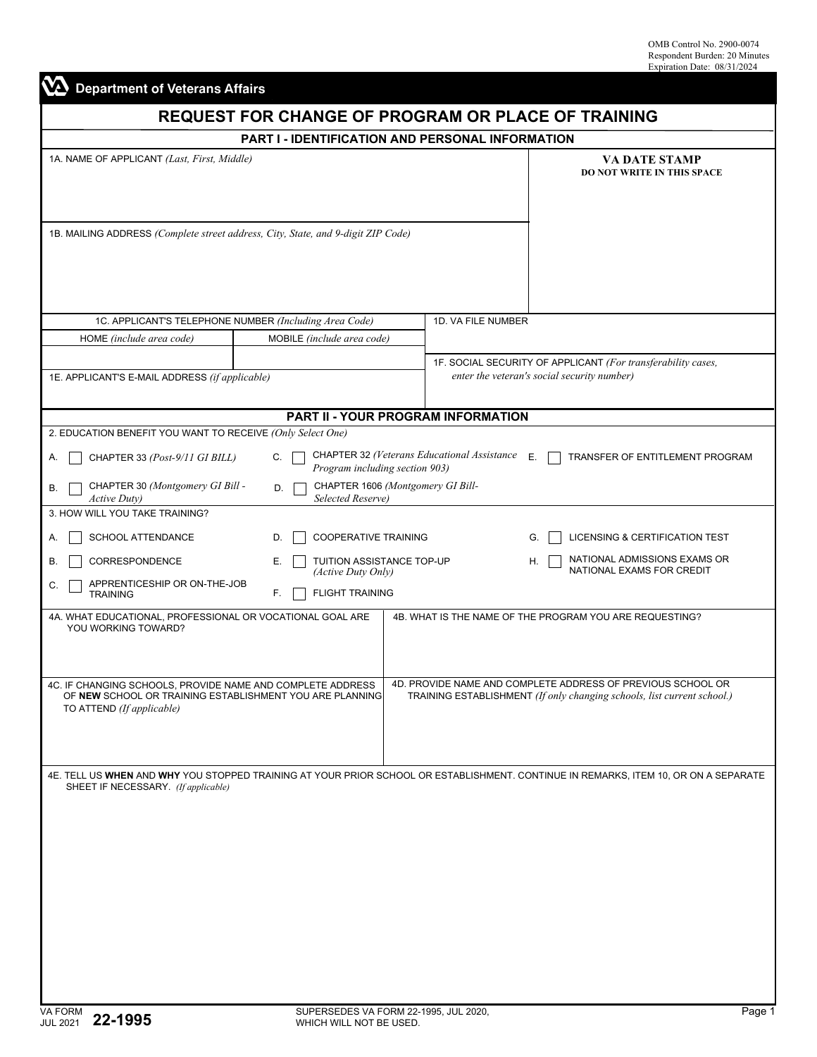OMB Control No. 2900-0074
Respondent Burden: 20 Minutes
Expiration Date: 08/31/2024

**Department of Veterans Affairs**

# REQUEST FOR CHANGE OF PROGRAM OR PLACE OF TRAINING

## PART I - IDENTIFICATION AND PERSONAL INFORMATION

1A. NAME OF APPLICANT *(Last, First, Middle)*

**VA DATE STAMP**
**DO NOT WRITE IN THIS SPACE**

1B. MAILING ADDRESS *(Complete street address, City, State, and 9-digit ZIP Code)*

| 1C. APPLICANT'S TELEPHONE NUMBER *(Including Area Code)* | | 1D. VA FILE NUMBER |
|---|---|---|
| HOME *(include area code)* | MOBILE *(include area code)* | |
| | | 1F. SOCIAL SECURITY OF APPLICANT *(For transferability cases, enter the veteran's social security number)* |

1E. APPLICANT'S E-MAIL ADDRESS *(if applicable)*

## PART II - YOUR PROGRAM INFORMATION

2. EDUCATION BENEFIT YOU WANT TO RECEIVE *(Only Select One)*

- A. ☐ CHAPTER 33 *(Post-9/11 GI BILL)*
- B. ☐ CHAPTER 30 *(Montgomery GI Bill - Active Duty)*
- C. ☐ CHAPTER 32 *(Veterans Educational Assistance Program including section 903)*
- D. ☐ CHAPTER 1606 *(Montgomery GI Bill- Selected Reserve)*
- E. ☐ TRANSFER OF ENTITLEMENT PROGRAM

3. HOW WILL YOU TAKE TRAINING?

- A. ☐ SCHOOL ATTENDANCE
- B. ☐ CORRESPONDENCE
- C. ☐ APPRENTICESHIP OR ON-THE-JOB TRAINING
- D. ☐ COOPERATIVE TRAINING
- E. ☐ TUITION ASSISTANCE TOP-UP *(Active Duty Only)*
- F. ☐ FLIGHT TRAINING
- G. ☐ LICENSING & CERTIFICATION TEST
- H. ☐ NATIONAL ADMISSIONS EXAMS OR NATIONAL EXAMS FOR CREDIT

4A. WHAT EDUCATIONAL, PROFESSIONAL OR VOCATIONAL GOAL ARE YOU WORKING TOWARD?

4B. WHAT IS THE NAME OF THE PROGRAM YOU ARE REQUESTING?

4C. IF CHANGING SCHOOLS, PROVIDE NAME AND COMPLETE ADDRESS OF **NEW** SCHOOL OR TRAINING ESTABLISHMENT YOU ARE PLANNING TO ATTEND *(If applicable)*

4D. PROVIDE NAME AND COMPLETE ADDRESS OF PREVIOUS SCHOOL OR TRAINING ESTABLISHMENT *(If only changing schools, list current school.)*

4E. TELL US **WHEN** AND **WHY** YOU STOPPED TRAINING AT YOUR PRIOR SCHOOL OR ESTABLISHMENT. CONTINUE IN REMARKS, ITEM 10, OR ON A SEPARATE SHEET IF NECESSARY. *(If applicable)*

VA FORM JUL 2021 **22-1995** SUPERSEDES VA FORM 22-1995, JUL 2020, WHICH WILL NOT BE USED.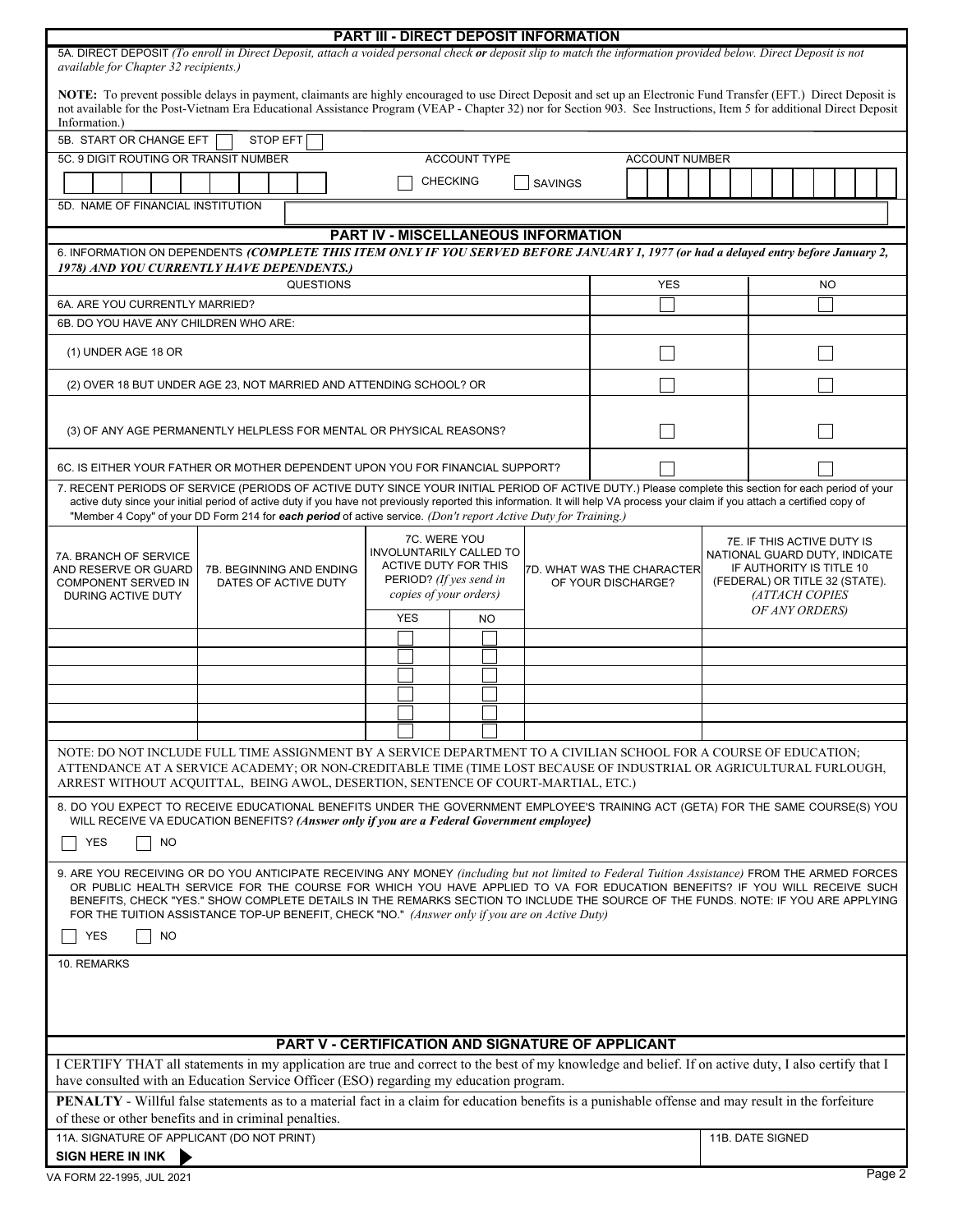## PART III - DIRECT DEPOSIT INFORMATION

5A. DIRECT DEPOSIT *(To enroll in Direct Deposit, attach a voided personal check **or** deposit slip to match the information provided below. Direct Deposit is not available for Chapter 32 recipients.)*

**NOTE:** To prevent possible delays in payment, claimants are highly encouraged to use Direct Deposit and set up an Electronic Fund Transfer (EFT.) Direct Deposit is not available for the Post-Vietnam Era Educational Assistance Program (VEAP - Chapter 32) nor for Section 903. See Instructions, Item 5 for additional Direct Deposit Information.)

5B. START OR CHANGE EFT ☐ STOP EFT ☐

| 5C. 9 DIGIT ROUTING OR TRANSIT NUMBER | ACCOUNT TYPE | ACCOUNT NUMBER |
|---|---|---|
| | ☐ CHECKING ☐ SAVINGS | |

5D. NAME OF FINANCIAL INSTITUTION

## PART IV - MISCELLANEOUS INFORMATION

6. INFORMATION ON DEPENDENTS ***(COMPLETE THIS ITEM ONLY IF YOU SERVED BEFORE JANUARY 1, 1977 (or had a delayed entry before January 2, 1978) AND YOU CURRENTLY HAVE DEPENDENTS.)***

| QUESTIONS | YES | NO |
|---|---|---|
| 6A. ARE YOU CURRENTLY MARRIED? | ☐ | ☐ |
| 6B. DO YOU HAVE ANY CHILDREN WHO ARE: | | |
| (1) UNDER AGE 18 OR | ☐ | ☐ |
| (2) OVER 18 BUT UNDER AGE 23, NOT MARRIED AND ATTENDING SCHOOL? OR | ☐ | ☐ |
| (3) OF ANY AGE PERMANENTLY HELPLESS FOR MENTAL OR PHYSICAL REASONS? | ☐ | ☐ |
| 6C. IS EITHER YOUR FATHER OR MOTHER DEPENDENT UPON YOU FOR FINANCIAL SUPPORT? | ☐ | ☐ |

7. RECENT PERIODS OF SERVICE (PERIODS OF ACTIVE DUTY SINCE YOUR INITIAL PERIOD OF ACTIVE DUTY.) Please complete this section for each period of your active duty since your initial period of active duty if you have not previously reported this information. It will help VA process your claim if you attach a certified copy of "Member 4 Copy" of your DD Form 214 for ***each period*** of active service. *(Don't report Active Duty for Training.)*

| 7A. BRANCH OF SERVICE AND RESERVE OR GUARD COMPONENT SERVED IN DURING ACTIVE DUTY | 7B. BEGINNING AND ENDING DATES OF ACTIVE DUTY | 7C. WERE YOU INVOLUNTARILY CALLED TO ACTIVE DUTY FOR THIS PERIOD? *(If yes send in copies of your orders)* | | 7D. WHAT WAS THE CHARACTER OF YOUR DISCHARGE? | 7E. IF THIS ACTIVE DUTY IS NATIONAL GUARD DUTY, INDICATE IF AUTHORITY IS TITLE 10 (FEDERAL) OR TITLE 32 (STATE). *(ATTACH COPIES OF ANY ORDERS)* |
|---|---|---|---|---|---|
| | | YES | NO | | |
| | | ☐ | ☐ | | |
| | | ☐ | ☐ | | |
| | | ☐ | ☐ | | |
| | | ☐ | ☐ | | |
| | | ☐ | ☐ | | |
| | | ☐ | ☐ | | |

NOTE: DO NOT INCLUDE FULL TIME ASSIGNMENT BY A SERVICE DEPARTMENT TO A CIVILIAN SCHOOL FOR A COURSE OF EDUCATION; ATTENDANCE AT A SERVICE ACADEMY; OR NON-CREDITABLE TIME (TIME LOST BECAUSE OF INDUSTRIAL OR AGRICULTURAL FURLOUGH, ARREST WITHOUT ACQUITTAL, BEING AWOL, DESERTION, SENTENCE OF COURT-MARTIAL, ETC.)

8. DO YOU EXPECT TO RECEIVE EDUCATIONAL BENEFITS UNDER THE GOVERNMENT EMPLOYEE'S TRAINING ACT (GETA) FOR THE SAME COURSE(S) YOU WILL RECEIVE VA EDUCATION BENEFITS? ***(Answer only if you are a Federal Government employee)***

☐ YES ☐ NO

9. ARE YOU RECEIVING OR DO YOU ANTICIPATE RECEIVING ANY MONEY *(including but not limited to Federal Tuition Assistance)* FROM THE ARMED FORCES OR PUBLIC HEALTH SERVICE FOR THE COURSE FOR WHICH YOU HAVE APPLIED TO VA FOR EDUCATION BENEFITS? IF YOU WILL RECEIVE SUCH BENEFITS, CHECK "YES." SHOW COMPLETE DETAILS IN THE REMARKS SECTION TO INCLUDE THE SOURCE OF THE FUNDS. NOTE: IF YOU ARE APPLYING FOR THE TUITION ASSISTANCE TOP-UP BENEFIT, CHECK "NO." *(Answer only if you are on Active Duty)*

☐ YES ☐ NO

10. REMARKS

## PART V - CERTIFICATION AND SIGNATURE OF APPLICANT

I CERTIFY THAT all statements in my application are true and correct to the best of my knowledge and belief. If on active duty, I also certify that I have consulted with an Education Service Officer (ESO) regarding my education program.

**PENALTY** - Willful false statements as to a material fact in a claim for education benefits is a punishable offense and may result in the forfeiture of these or other benefits and in criminal penalties.

| 11A. SIGNATURE OF APPLICANT (DO NOT PRINT) | 11B. DATE SIGNED |
|---|---|
| **SIGN HERE IN INK** ▶ | |

VA FORM 22-1995, JUL 2021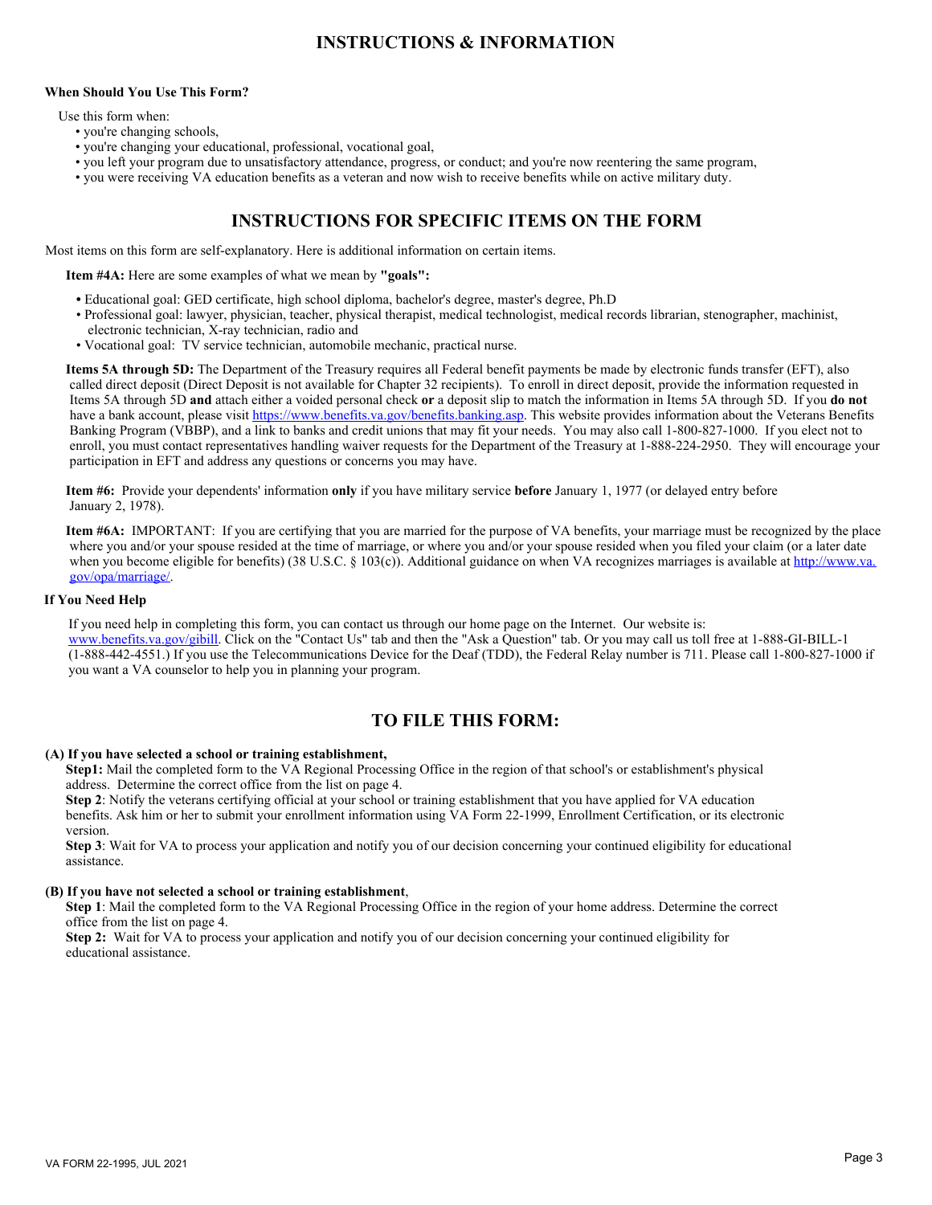# INSTRUCTIONS & INFORMATION

**When Should You Use This Form?**

Use this form when:

- you're changing schools,
- you're changing your educational, professional, vocational goal,
- you left your program due to unsatisfactory attendance, progress, or conduct; and you're now reentering the same program,
- you were receiving VA education benefits as a veteran and now wish to receive benefits while on active military duty.

## INSTRUCTIONS FOR SPECIFIC ITEMS ON THE FORM

Most items on this form are self-explanatory. Here is additional information on certain items.

**Item #4A:** Here are some examples of what we mean by **"goals":**

- Educational goal: GED certificate, high school diploma, bachelor's degree, master's degree, Ph.D
- Professional goal: lawyer, physician, teacher, physical therapist, medical technologist, medical records librarian, stenographer, machinist, electronic technician, X-ray technician, radio and
- Vocational goal: TV service technician, automobile mechanic, practical nurse.

**Items 5A through 5D:** The Department of the Treasury requires all Federal benefit payments be made by electronic funds transfer (EFT), also called direct deposit (Direct Deposit is not available for Chapter 32 recipients). To enroll in direct deposit, provide the information requested in Items 5A through 5D **and** attach either a voided personal check **or** a deposit slip to match the information in Items 5A through 5D. If you **do not** have a bank account, please visit https://www.benefits.va.gov/benefits.banking.asp. This website provides information about the Veterans Benefits Banking Program (VBBP), and a link to banks and credit unions that may fit your needs. You may also call 1-800-827-1000. If you elect not to enroll, you must contact representatives handling waiver requests for the Department of the Treasury at 1-888-224-2950. They will encourage your participation in EFT and address any questions or concerns you may have.

**Item #6:** Provide your dependents' information **only** if you have military service **before** January 1, 1977 (or delayed entry before January 2, 1978).

**Item #6A:** IMPORTANT: If you are certifying that you are married for the purpose of VA benefits, your marriage must be recognized by the place where you and/or your spouse resided at the time of marriage, or where you and/or your spouse resided when you filed your claim (or a later date when you become eligible for benefits) (38 U.S.C. § 103(c)). Additional guidance on when VA recognizes marriages is available at http://www.va.gov/opa/marriage/.

**If You Need Help**

If you need help in completing this form, you can contact us through our home page on the Internet. Our website is: www.benefits.va.gov/gibill. Click on the "Contact Us" tab and then the "Ask a Question" tab. Or you may call us toll free at 1-888-GI-BILL-1 (1-888-442-4551.) If you use the Telecommunications Device for the Deaf (TDD), the Federal Relay number is 711. Please call 1-800-827-1000 if you want a VA counselor to help you in planning your program.

## TO FILE THIS FORM:

**(A) If you have selected a school or training establishment,**

**Step1:** Mail the completed form to the VA Regional Processing Office in the region of that school's or establishment's physical address. Determine the correct office from the list on page 4.

**Step 2**: Notify the veterans certifying official at your school or training establishment that you have applied for VA education benefits. Ask him or her to submit your enrollment information using VA Form 22-1999, Enrollment Certification, or its electronic version.

**Step 3**: Wait for VA to process your application and notify you of our decision concerning your continued eligibility for educational assistance.

**(B) If you have not selected a school or training establishment**,

**Step 1**: Mail the completed form to the VA Regional Processing Office in the region of your home address. Determine the correct office from the list on page 4.

**Step 2:** Wait for VA to process your application and notify you of our decision concerning your continued eligibility for educational assistance.

VA FORM 22-1995, JUL 2021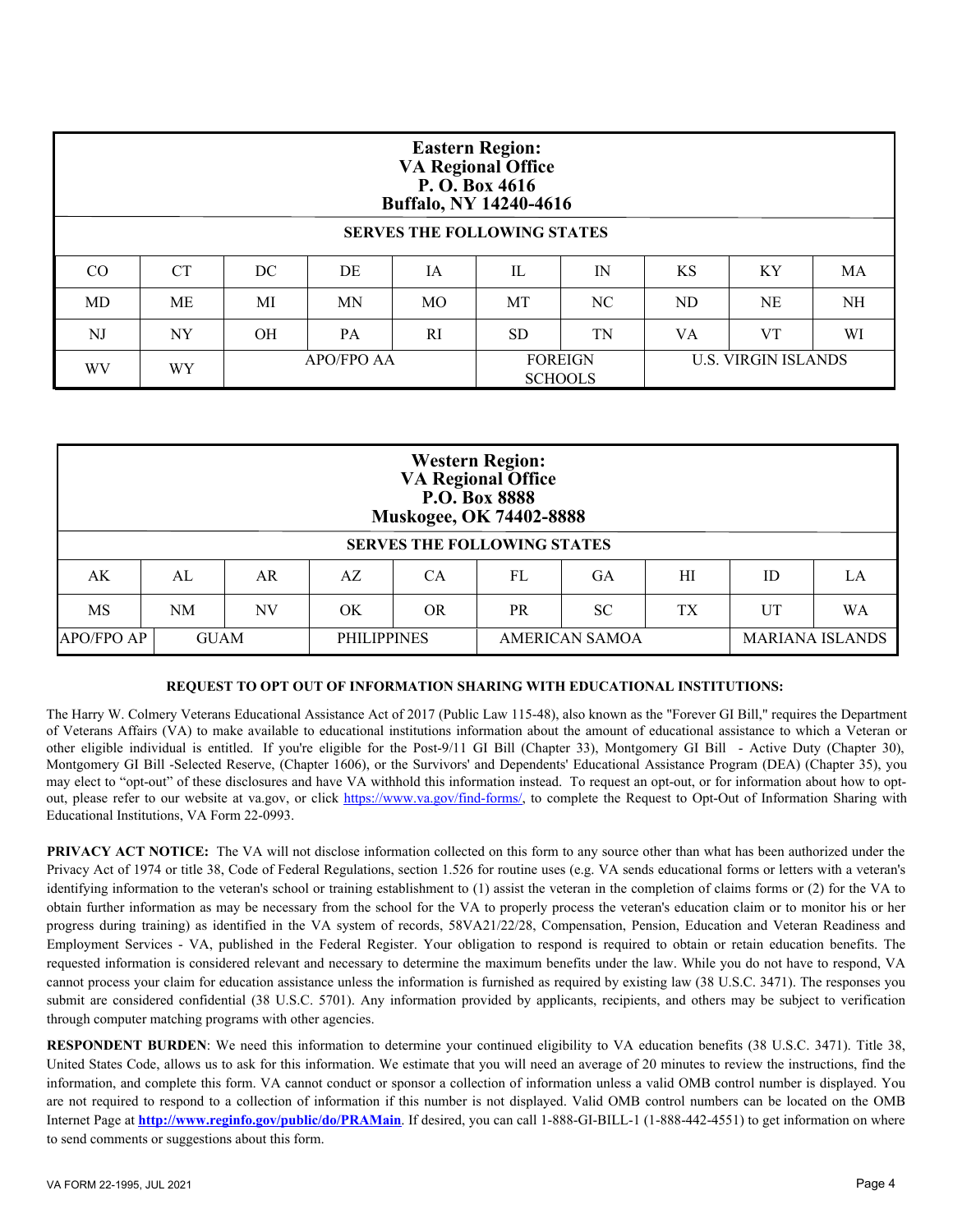| Eastern Region: VA Regional Office P. O. Box 4616 Buffalo, NY 14240-4616 | | | | | | | | | |
|---|---|---|---|---|---|---|---|---|---|
| SERVES THE FOLLOWING STATES | | | | | | | | | |
| CO | CT | DC | DE | IA | IL | IN | KS | KY | MA |
| MD | ME | MI | MN | MO | MT | NC | ND | NE | NH |
| NJ | NY | OH | PA | RI | SD | TN | VA | VT | WI |
| WV | WY | APO/FPO AA | | | FOREIGN SCHOOLS | | U.S. VIRGIN ISLANDS | | |

| Western Region: VA Regional Office P.O. Box 8888 Muskogee, OK 74402-8888 | | | | | | | | | |
|---|---|---|---|---|---|---|---|---|---|
| SERVES THE FOLLOWING STATES | | | | | | | | | |
| AK | AL | AR | AZ | CA | FL | GA | HI | ID | LA |
| MS | NM | NV | OK | OR | PR | SC | TX | UT | WA |
| APO/FPO AP | GUAM | | PHILIPPINES | | AMERICAN SAMOA | | | MARIANA ISLANDS | |

**REQUEST TO OPT OUT OF INFORMATION SHARING WITH EDUCATIONAL INSTITUTIONS:**

The Harry W. Colmery Veterans Educational Assistance Act of 2017 (Public Law 115-48), also known as the "Forever GI Bill," requires the Department of Veterans Affairs (VA) to make available to educational institutions information about the amount of educational assistance to which a Veteran or other eligible individual is entitled. If you're eligible for the Post-9/11 GI Bill (Chapter 33), Montgomery GI Bill - Active Duty (Chapter 30), Montgomery GI Bill -Selected Reserve, (Chapter 1606), or the Survivors' and Dependents' Educational Assistance Program (DEA) (Chapter 35), you may elect to "opt-out" of these disclosures and have VA withhold this information instead. To request an opt-out, or for information about how to opt-out, please refer to our website at va.gov, or click https://www.va.gov/find-forms/, to complete the Request to Opt-Out of Information Sharing with Educational Institutions, VA Form 22-0993.

**PRIVACY ACT NOTICE:** The VA will not disclose information collected on this form to any source other than what has been authorized under the Privacy Act of 1974 or title 38, Code of Federal Regulations, section 1.526 for routine uses (e.g. VA sends educational forms or letters with a veteran's identifying information to the veteran's school or training establishment to (1) assist the veteran in the completion of claims forms or (2) for the VA to obtain further information as may be necessary from the school for the VA to properly process the veteran's education claim or to monitor his or her progress during training) as identified in the VA system of records, 58VA21/22/28, Compensation, Pension, Education and Veteran Readiness and Employment Services - VA, published in the Federal Register. Your obligation to respond is required to obtain or retain education benefits. The requested information is considered relevant and necessary to determine the maximum benefits under the law. While you do not have to respond, VA cannot process your claim for education assistance unless the information is furnished as required by existing law (38 U.S.C. 3471). The responses you submit are considered confidential (38 U.S.C. 5701). Any information provided by applicants, recipients, and others may be subject to verification through computer matching programs with other agencies.

**RESPONDENT BURDEN**: We need this information to determine your continued eligibility to VA education benefits (38 U.S.C. 3471). Title 38, United States Code, allows us to ask for this information. We estimate that you will need an average of 20 minutes to review the instructions, find the information, and complete this form. VA cannot conduct or sponsor a collection of information unless a valid OMB control number is displayed. You are not required to respond to a collection of information if this number is not displayed. Valid OMB control numbers can be located on the OMB Internet Page at **http://www.reginfo.gov/public/do/PRAMain**. If desired, you can call 1-888-GI-BILL-1 (1-888-442-4551) to get information on where to send comments or suggestions about this form.

VA FORM 22-1995, JUL 2021